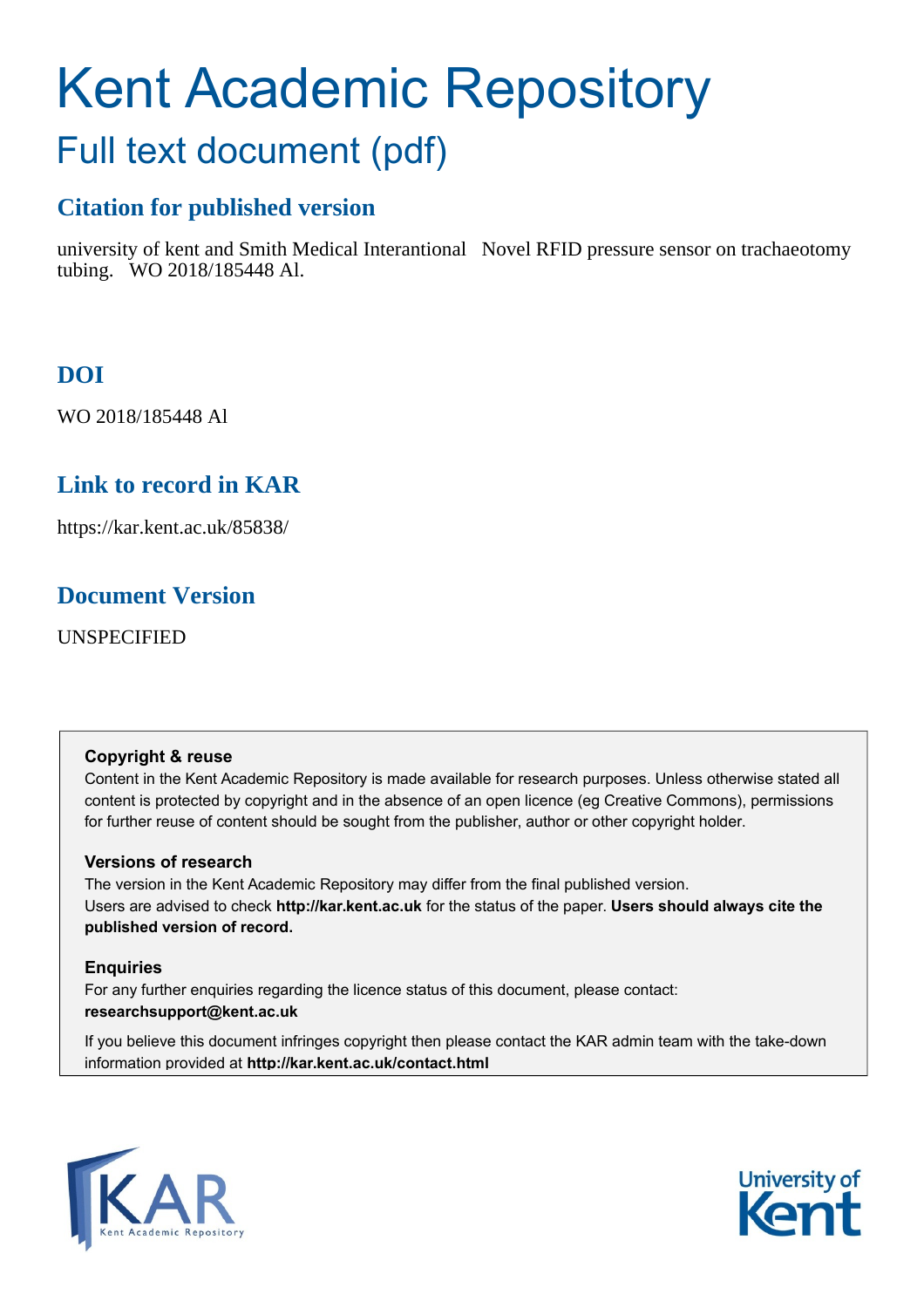# Kent Academic Repository

## Full text document (pdf)

### Citation for published version

university of kent and Smith Medical Interantional Novel RFID pressure sensor on trachaeotomy tubing. WO 2018/185448 Al.

### DOI

WO 2018/185448 Al

### Link to record in KAR

https://kar.kent.ac.uk/85838/

### Document Version

UNSPECIFIED

**Copyright & reuse**

Content in the Kent Academic Repository is made available for research purposes. Unless otherwise stated all content is protected by copyright and in the absence of an open licence (eg Creative Commons), permissions for further reuse of content should be sought from the publisher, author or other copyright holder.

**Versions of research**

The version in the Kent Academic Repository may differ from the final published version. Users are advised to check **http://kar.kent.ac.uk** for the status of the paper. **Users should always cite the published version of record.**

**Enquiries**

For any further enquiries regarding the licence status of this document, please contact: **researchsupport@kent.ac.uk**

If you believe this document infringes copyright then please contact the KAR admin team with the take-down information provided at **http://kar.kent.ac.uk/contact.html**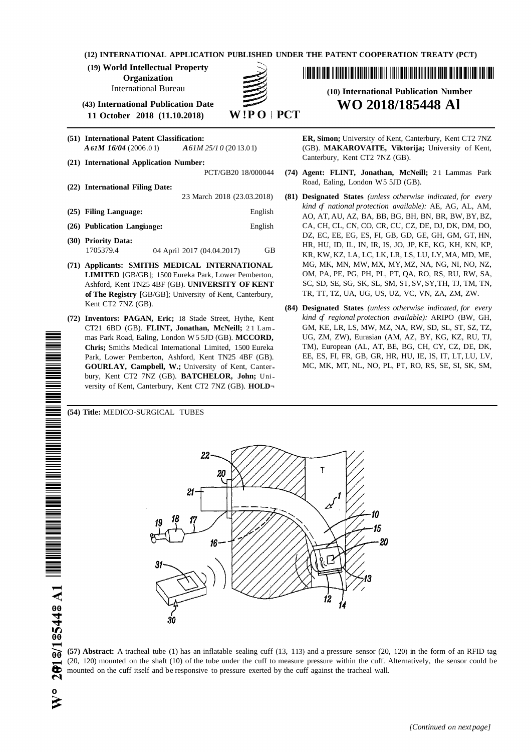(12) INTERNATIONAL APPLICATION PUBLISHED UNDER THE PATENT COOPERATION TREATY (PCT)

(19) World Intellectual Property Organization
International Bureau

(43) International Publication Date
11 October 2018 (11.10.2018)

WIPO | PCT

(10) International Publication Number
**WO 2018/185448 Al**

(51) International Patent Classification:
*A61M 16/04* (2006.01) *A61M 25/10* (2013.01)

(21) International Application Number:
PCT/GB2018/000044

(22) International Filing Date:
23 March 2018 (23.03.2018)

(25) Filing Language: English

(26) Publication Language: English

(30) Priority Data:
1705379.4 04 April 2017 (04.04.2017) GB

(71) Applicants: **SMITHS MEDICAL INTERNATIONAL LIMITED** [GB/GB]; 1500 Eureka Park, Lower Pemberton, Ashford, Kent TN25 4BF (GB). **UNIVERSITY OF KENT of The Registry** [GB/GB]; University of Kent, Canterbury, Kent CT2 7NZ (GB).

(72) Inventors: **PAGAN, Eric;** 18 Stade Street, Hythe, Kent CT21 6BD (GB). **FLINT, Jonathan, McNeill;** 21 Lammas Park Road, Ealing, London W5 5JD (GB). **MCCORD, Chris;** Smiths Medical International Limited, 1500 Eureka Park, Lower Pemberton, Ashford, Kent TN25 4BF (GB). **GOURLAY, Campbell, W.;** University of Kent, Canterbury, Kent CT2 7NZ (GB). **BATCHELOR, John;** University of Kent, Canterbury, Kent CT2 7NZ (GB). **HOLDER, Simon;** University of Kent, Canterbury, Kent CT2 7NZ (GB). **MAKAROVAITE, Viktorija;** University of Kent, Canterbury, Kent CT2 7NZ (GB).

(74) Agent: **FLINT, Jonathan, McNeill;** 21 Lammas Park Road, Ealing, London W5 5JD (GB).

(81) Designated States *(unless otherwise indicated, for every kind of national protection available)*: AE, AG, AL, AM, AO, AT, AU, AZ, BA, BB, BG, BH, BN, BR, BW, BY, BZ, CA, CH, CL, CN, CO, CR, CU, CZ, DE, DJ, DK, DM, DO, DZ, EC, EE, EG, ES, FI, GB, GD, GE, GH, GM, GT, HN, HR, HU, ID, IL, IN, IR, IS, JO, JP, KE, KG, KH, KN, KP, KR, KW, KZ, LA, LC, LK, LR, LS, LU, LY, MA, MD, ME, MG, MK, MN, MW, MX, MY, MZ, NA, NG, NI, NO, NZ, OM, PA, PE, PG, PH, PL, PT, QA, RO, RS, RU, RW, SA, SC, SD, SE, SG, SK, SL, SM, ST, SV, SY, TH, TJ, TM, TN, TR, TT, TZ, UA, UG, US, UZ, VC, VN, ZA, ZM, ZW.

(84) Designated States *(unless otherwise indicated, for every kind of regional protection available)*: ARIPO (BW, GH, GM, KE, LR, LS, MW, MZ, NA, RW, SD, SL, ST, SZ, TZ, UG, ZM, ZW), Eurasian (AM, AZ, BY, KG, KZ, RU, TJ, TM), European (AL, AT, BE, BG, CH, CY, CZ, DE, DK, EE, ES, FI, FR, GB, GR, HR, HU, IE, IS, IT, LT, LU, LV, MC, MK, MT, NL, NO, PL, PT, RO, RS, SE, SI, SK, SM,

(54) Title: MEDICO-SURGICAL TUBES

(57) Abstract: A tracheal tube (1) has an inflatable sealing cuff (13, 113) and a pressure sensor (20, 120) in the form of an RFID tag (20, 120) mounted on the shaft (10) of the tube under the cuff to measure pressure within the cuff. Alternatively, the sensor could be mounted on the cuff itself and be responsive to pressure exerted by the cuff against the tracheal wall.

*[Continued on next page]*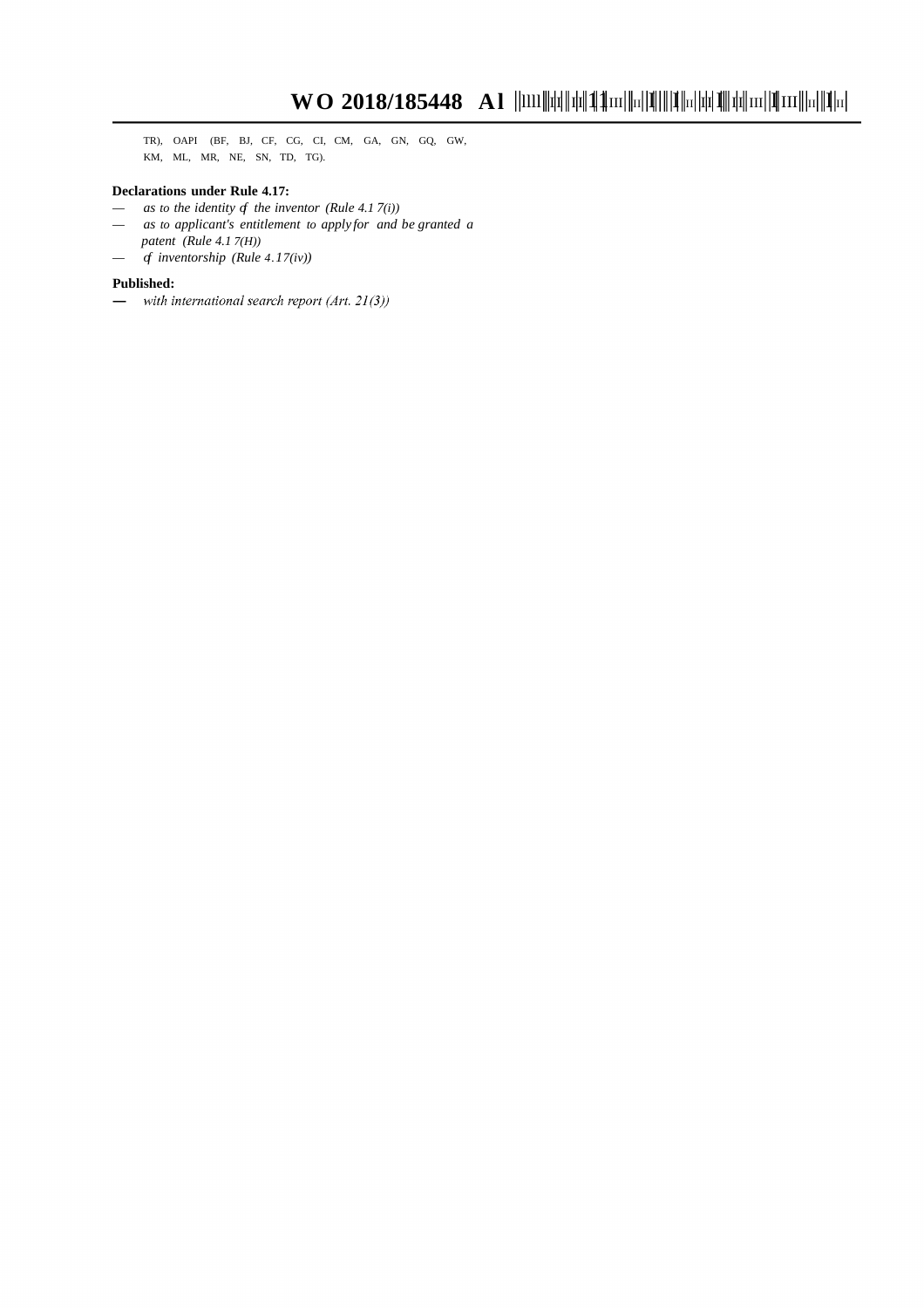TR), OAPI (BF, BJ, CF, CG, CI, CM, GA, GN, GQ, GW, KM, ML, MR, NE, SN, TD, TG).

**Declarations under Rule 4.17:**

— *as to the identity of the inventor (Rule 4.17(i))*
— *as to applicant's entitlement to apply for and be granted a patent (Rule 4.17(ii))*
— *of inventorship (Rule 4.17(iv))*

**Published:**

— *with international search report (Art. 21(3))*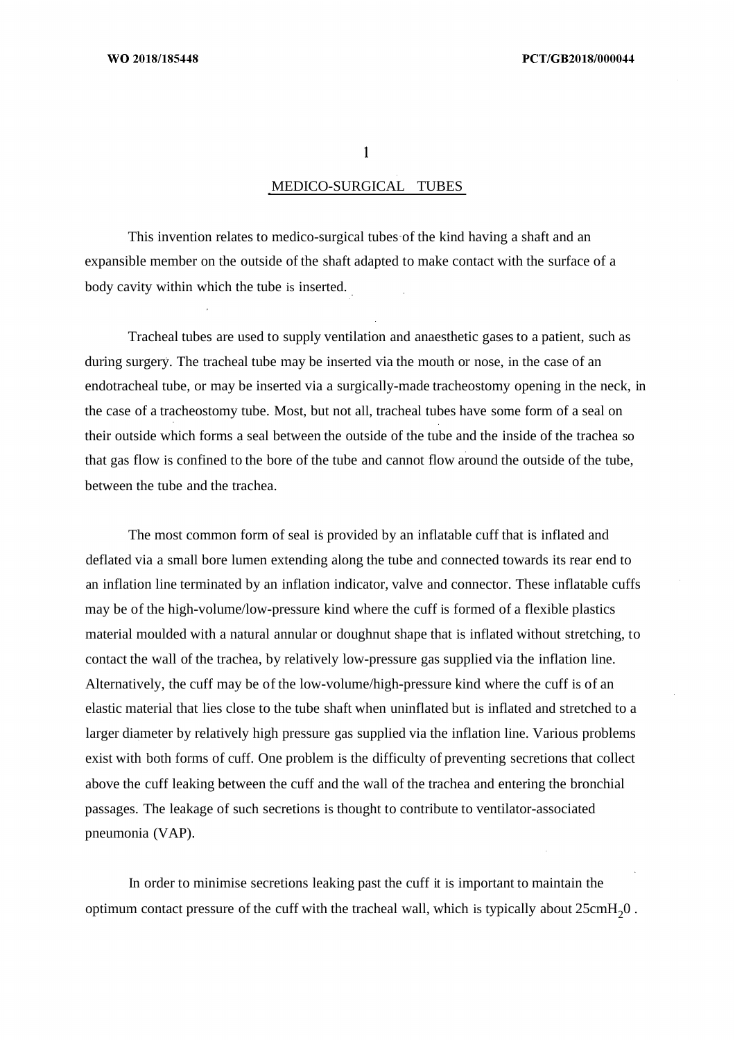# MEDICO-SURGICAL TUBES

This invention relates to medico-surgical tubes of the kind having a shaft and an expansible member on the outside of the shaft adapted to make contact with the surface of a body cavity within which the tube is inserted.

Tracheal tubes are used to supply ventilation and anaesthetic gases to a patient, such as during surgery. The tracheal tube may be inserted via the mouth or nose, in the case of an endotracheal tube, or may be inserted via a surgically-made tracheostomy opening in the neck, in the case of a tracheostomy tube. Most, but not all, tracheal tubes have some form of a seal on their outside which forms a seal between the outside of the tube and the inside of the trachea so that gas flow is confined to the bore of the tube and cannot flow around the outside of the tube, between the tube and the trachea.

The most common form of seal is provided by an inflatable cuff that is inflated and deflated via a small bore lumen extending along the tube and connected towards its rear end to an inflation line terminated by an inflation indicator, valve and connector. These inflatable cuffs may be of the high-volume/low-pressure kind where the cuff is formed of a flexible plastics material moulded with a natural annular or doughnut shape that is inflated without stretching, to contact the wall of the trachea, by relatively low-pressure gas supplied via the inflation line. Alternatively, the cuff may be of the low-volume/high-pressure kind where the cuff is of an elastic material that lies close to the tube shaft when uninflated but is inflated and stretched to a larger diameter by relatively high pressure gas supplied via the inflation line. Various problems exist with both forms of cuff. One problem is the difficulty of preventing secretions that collect above the cuff leaking between the cuff and the wall of the trachea and entering the bronchial passages. The leakage of such secretions is thought to contribute to ventilator-associated pneumonia (VAP).

In order to minimise secretions leaking past the cuff it is important to maintain the optimum contact pressure of the cuff with the tracheal wall, which is typically about $25cmH_20$ .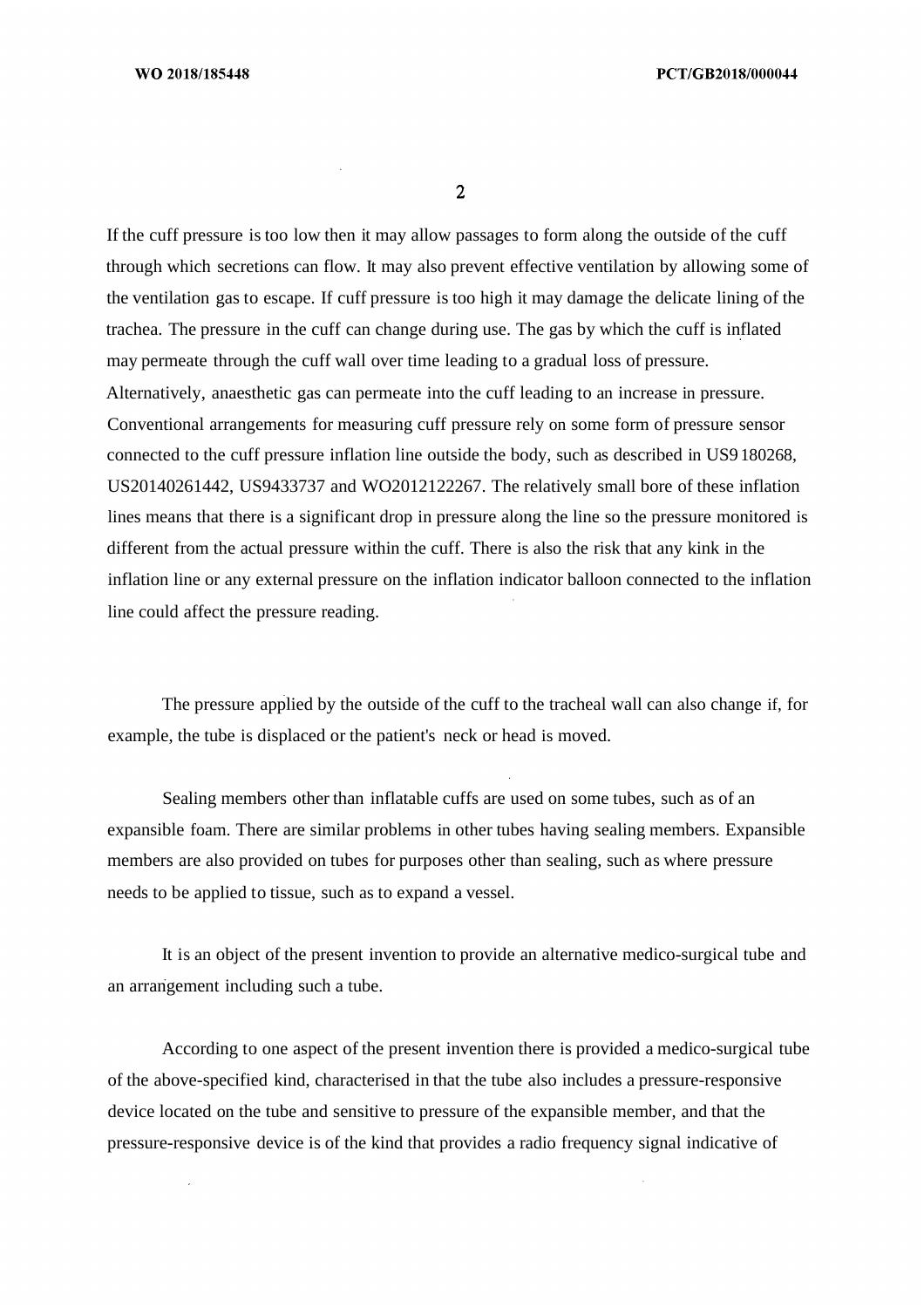If the cuff pressure is too low then it may allow passages to form along the outside of the cuff through which secretions can flow. It may also prevent effective ventilation by allowing some of the ventilation gas to escape. If cuff pressure is too high it may damage the delicate lining of the trachea. The pressure in the cuff can change during use. The gas by which the cuff is inflated may permeate through the cuff wall over time leading to a gradual loss of pressure. Alternatively, anaesthetic gas can permeate into the cuff leading to an increase in pressure. Conventional arrangements for measuring cuff pressure rely on some form of pressure sensor connected to the cuff pressure inflation line outside the body, such as described in US9 180268, US20140261442, US9433737 and WO2012122267. The relatively small bore of these inflation lines means that there is a significant drop in pressure along the line so the pressure monitored is different from the actual pressure within the cuff. There is also the risk that any kink in the inflation line or any external pressure on the inflation indicator balloon connected to the inflation line could affect the pressure reading.

The pressure applied by the outside of the cuff to the tracheal wall can also change if, for example, the tube is displaced or the patient's neck or head is moved.

Sealing members other than inflatable cuffs are used on some tubes, such as of an expansible foam. There are similar problems in other tubes having sealing members. Expansible members are also provided on tubes for purposes other than sealing, such as where pressure needs to be applied to tissue, such as to expand a vessel.

It is an object of the present invention to provide an alternative medico-surgical tube and an arrangement including such a tube.

According to one aspect of the present invention there is provided a medico-surgical tube of the above-specified kind, characterised in that the tube also includes a pressure-responsive device located on the tube and sensitive to pressure of the expansible member, and that the pressure-responsive device is of the kind that provides a radio frequency signal indicative of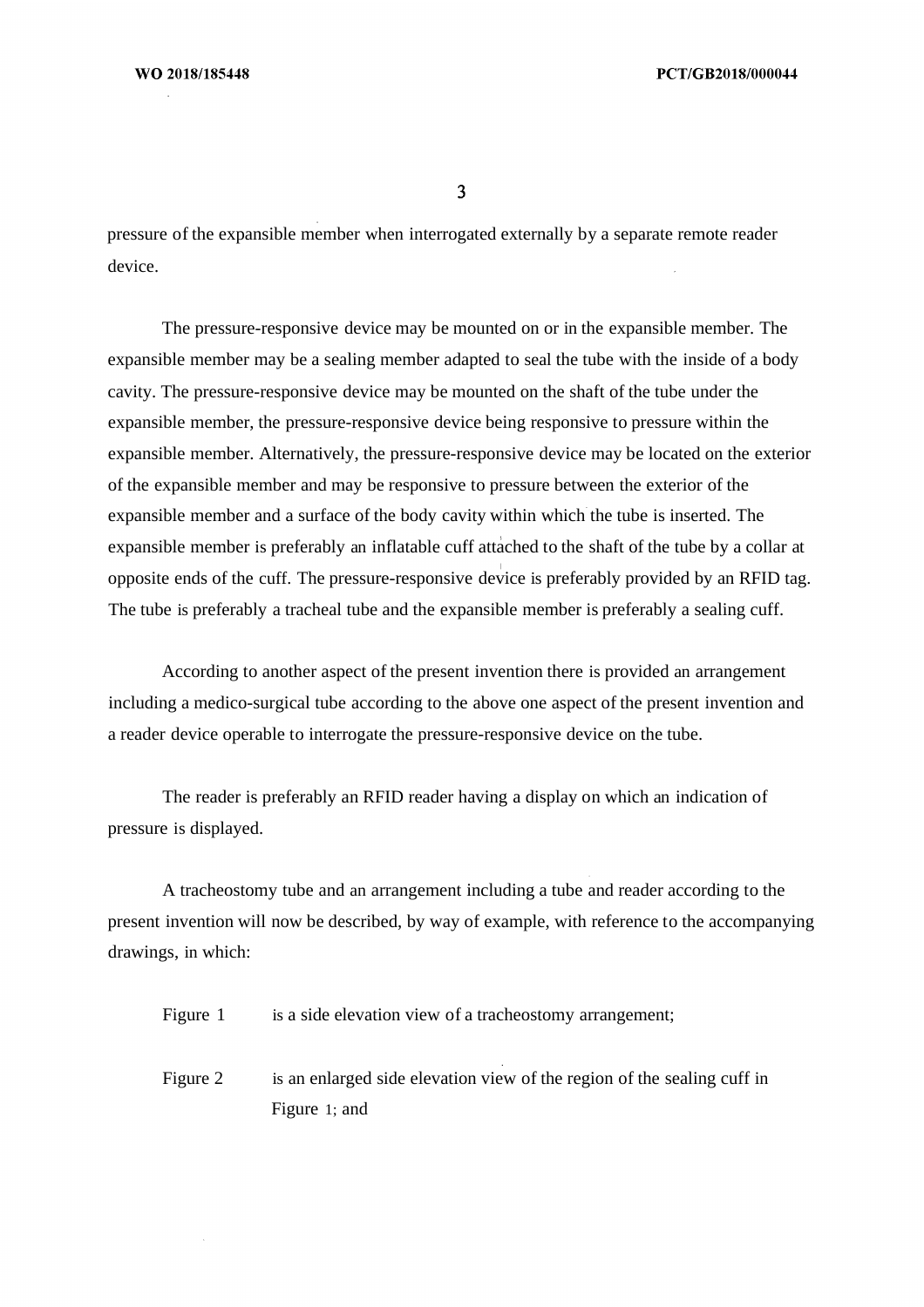pressure of the expansible member when interrogated externally by a separate remote reader device.

The pressure-responsive device may be mounted on or in the expansible member. The expansible member may be a sealing member adapted to seal the tube with the inside of a body cavity. The pressure-responsive device may be mounted on the shaft of the tube under the expansible member, the pressure-responsive device being responsive to pressure within the expansible member. Alternatively, the pressure-responsive device may be located on the exterior of the expansible member and may be responsive to pressure between the exterior of the expansible member and a surface of the body cavity within which the tube is inserted. The expansible member is preferably an inflatable cuff attached to the shaft of the tube by a collar at opposite ends of the cuff. The pressure-responsive device is preferably provided by an RFID tag. The tube is preferably a tracheal tube and the expansible member is preferably a sealing cuff.

According to another aspect of the present invention there is provided an arrangement including a medico-surgical tube according to the above one aspect of the present invention and a reader device operable to interrogate the pressure-responsive device on the tube.

The reader is preferably an RFID reader having a display on which an indication of pressure is displayed.

A tracheostomy tube and an arrangement including a tube and reader according to the present invention will now be described, by way of example, with reference to the accompanying drawings, in which:

Figure 1 is a side elevation view of a tracheostomy arrangement;

Figure 2 is an enlarged side elevation view of the region of the sealing cuff in Figure 1; and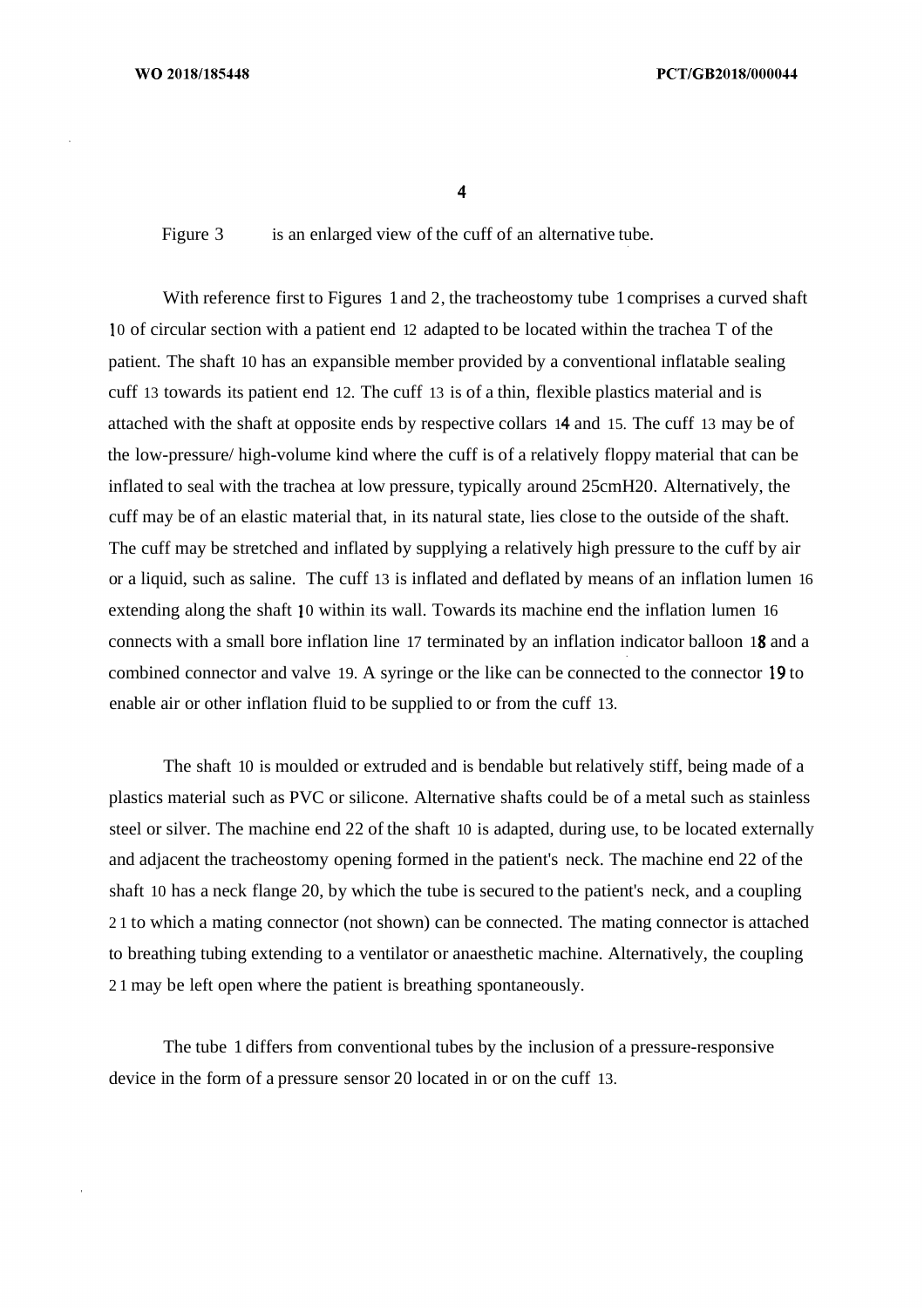Figure 3 is an enlarged view of the cuff of an alternative tube.

With reference first to Figures 1 and 2, the tracheostomy tube 1 comprises a curved shaft 10 of circular section with a patient end 12 adapted to be located within the trachea T of the patient. The shaft 10 has an expansible member provided by a conventional inflatable sealing cuff 13 towards its patient end 12. The cuff 13 is of a thin, flexible plastics material and is attached with the shaft at opposite ends by respective collars 14 and 15. The cuff 13 may be of the low-pressure/ high-volume kind where the cuff is of a relatively floppy material that can be inflated to seal with the trachea at low pressure, typically around 25cmH20. Alternatively, the cuff may be of an elastic material that, in its natural state, lies close to the outside of the shaft. The cuff may be stretched and inflated by supplying a relatively high pressure to the cuff by air or a liquid, such as saline. The cuff 13 is inflated and deflated by means of an inflation lumen 16 extending along the shaft 10 within its wall. Towards its machine end the inflation lumen 16 connects with a small bore inflation line 17 terminated by an inflation indicator balloon 18 and a combined connector and valve 19. A syringe or the like can be connected to the connector 19 to enable air or other inflation fluid to be supplied to or from the cuff 13.

The shaft 10 is moulded or extruded and is bendable but relatively stiff, being made of a plastics material such as PVC or silicone. Alternative shafts could be of a metal such as stainless steel or silver. The machine end 22 of the shaft 10 is adapted, during use, to be located externally and adjacent the tracheostomy opening formed in the patient's neck. The machine end 22 of the shaft 10 has a neck flange 20, by which the tube is secured to the patient's neck, and a coupling 21 to which a mating connector (not shown) can be connected. The mating connector is attached to breathing tubing extending to a ventilator or anaesthetic machine. Alternatively, the coupling 21 may be left open where the patient is breathing spontaneously.

The tube 1 differs from conventional tubes by the inclusion of a pressure-responsive device in the form of a pressure sensor 20 located in or on the cuff 13.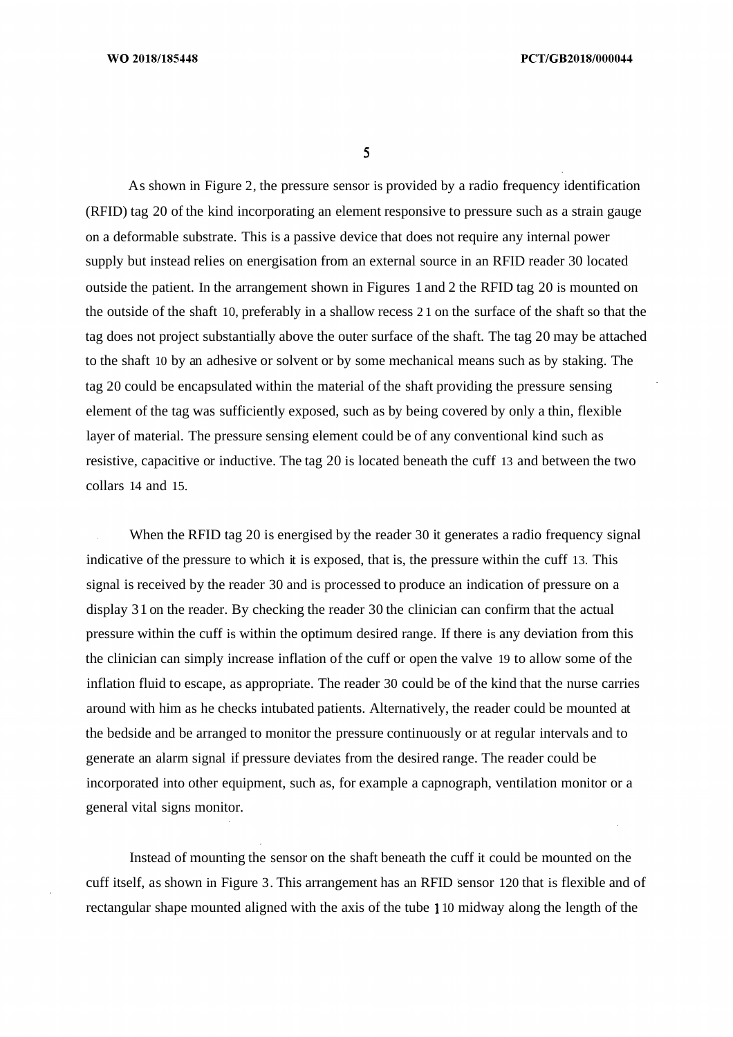As shown in Figure 2, the pressure sensor is provided by a radio frequency identification (RFID) tag 20 of the kind incorporating an element responsive to pressure such as a strain gauge on a deformable substrate. This is a passive device that does not require any internal power supply but instead relies on energisation from an external source in an RFID reader 30 located outside the patient. In the arrangement shown in Figures 1 and 2 the RFID tag 20 is mounted on the outside of the shaft 10, preferably in a shallow recess 21 on the surface of the shaft so that the tag does not project substantially above the outer surface of the shaft. The tag 20 may be attached to the shaft 10 by an adhesive or solvent or by some mechanical means such as by staking. The tag 20 could be encapsulated within the material of the shaft providing the pressure sensing element of the tag was sufficiently exposed, such as by being covered by only a thin, flexible layer of material. The pressure sensing element could be of any conventional kind such as resistive, capacitive or inductive. The tag 20 is located beneath the cuff 13 and between the two collars 14 and 15.

When the RFID tag 20 is energised by the reader 30 it generates a radio frequency signal indicative of the pressure to which it is exposed, that is, the pressure within the cuff 13. This signal is received by the reader 30 and is processed to produce an indication of pressure on a display 31 on the reader. By checking the reader 30 the clinician can confirm that the actual pressure within the cuff is within the optimum desired range. If there is any deviation from this the clinician can simply increase inflation of the cuff or open the valve 19 to allow some of the inflation fluid to escape, as appropriate. The reader 30 could be of the kind that the nurse carries around with him as he checks intubated patients. Alternatively, the reader could be mounted at the bedside and be arranged to monitor the pressure continuously or at regular intervals and to generate an alarm signal if pressure deviates from the desired range. The reader could be incorporated into other equipment, such as, for example a capnograph, ventilation monitor or a general vital signs monitor.

Instead of mounting the sensor on the shaft beneath the cuff it could be mounted on the cuff itself, as shown in Figure 3. This arrangement has an RFID sensor 120 that is flexible and of rectangular shape mounted aligned with the axis of the tube 110 midway along the length of the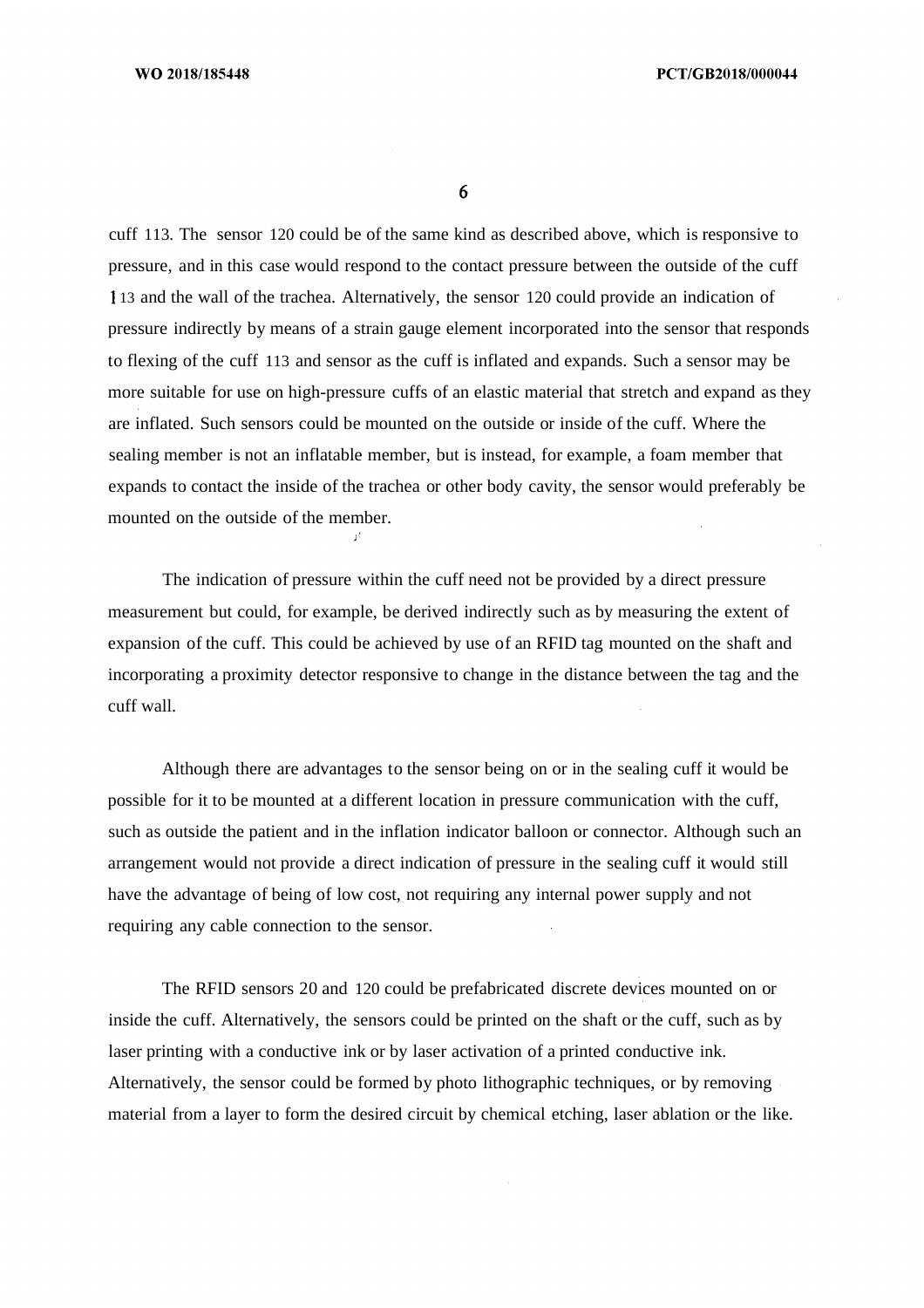cuff 113. The sensor 120 could be of the same kind as described above, which is responsive to pressure, and in this case would respond to the contact pressure between the outside of the cuff 113 and the wall of the trachea. Alternatively, the sensor 120 could provide an indication of pressure indirectly by means of a strain gauge element incorporated into the sensor that responds to flexing of the cuff 113 and sensor as the cuff is inflated and expands. Such a sensor may be more suitable for use on high-pressure cuffs of an elastic material that stretch and expand as they are inflated. Such sensors could be mounted on the outside or inside of the cuff. Where the sealing member is not an inflatable member, but is instead, for example, a foam member that expands to contact the inside of the trachea or other body cavity, the sensor would preferably be mounted on the outside of the member.

The indication of pressure within the cuff need not be provided by a direct pressure measurement but could, for example, be derived indirectly such as by measuring the extent of expansion of the cuff. This could be achieved by use of an RFID tag mounted on the shaft and incorporating a proximity detector responsive to change in the distance between the tag and the cuff wall.

Although there are advantages to the sensor being on or in the sealing cuff it would be possible for it to be mounted at a different location in pressure communication with the cuff, such as outside the patient and in the inflation indicator balloon or connector. Although such an arrangement would not provide a direct indication of pressure in the sealing cuff it would still have the advantage of being of low cost, not requiring any internal power supply and not requiring any cable connection to the sensor.

The RFID sensors 20 and 120 could be prefabricated discrete devices mounted on or inside the cuff. Alternatively, the sensors could be printed on the shaft or the cuff, such as by laser printing with a conductive ink or by laser activation of a printed conductive ink. Alternatively, the sensor could be formed by photo lithographic techniques, or by removing material from a layer to form the desired circuit by chemical etching, laser ablation or the like.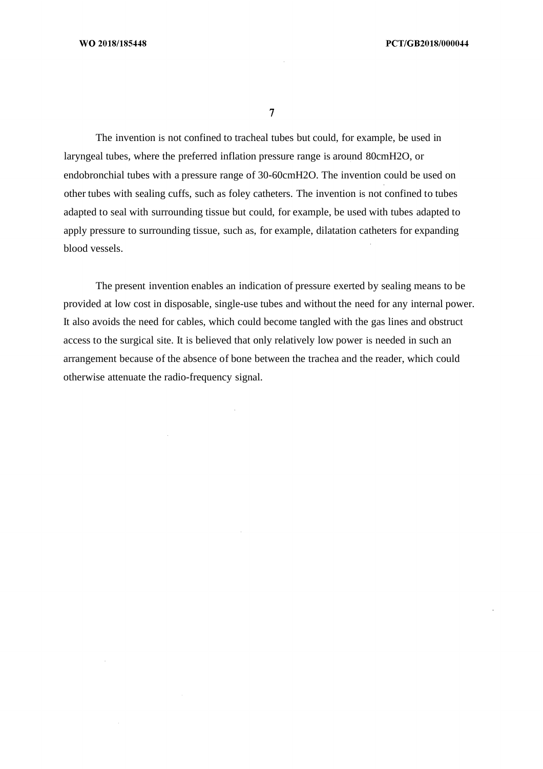The invention is not confined to tracheal tubes but could, for example, be used in laryngeal tubes, where the preferred inflation pressure range is around 80cmH2O, or endobronchial tubes with a pressure range of 30-60cmH2O. The invention could be used on other tubes with sealing cuffs, such as foley catheters. The invention is not confined to tubes adapted to seal with surrounding tissue but could, for example, be used with tubes adapted to apply pressure to surrounding tissue, such as, for example, dilatation catheters for expanding blood vessels.

The present invention enables an indication of pressure exerted by sealing means to be provided at low cost in disposable, single-use tubes and without the need for any internal power. It also avoids the need for cables, which could become tangled with the gas lines and obstruct access to the surgical site. It is believed that only relatively low power is needed in such an arrangement because of the absence of bone between the trachea and the reader, which could otherwise attenuate the radio-frequency signal.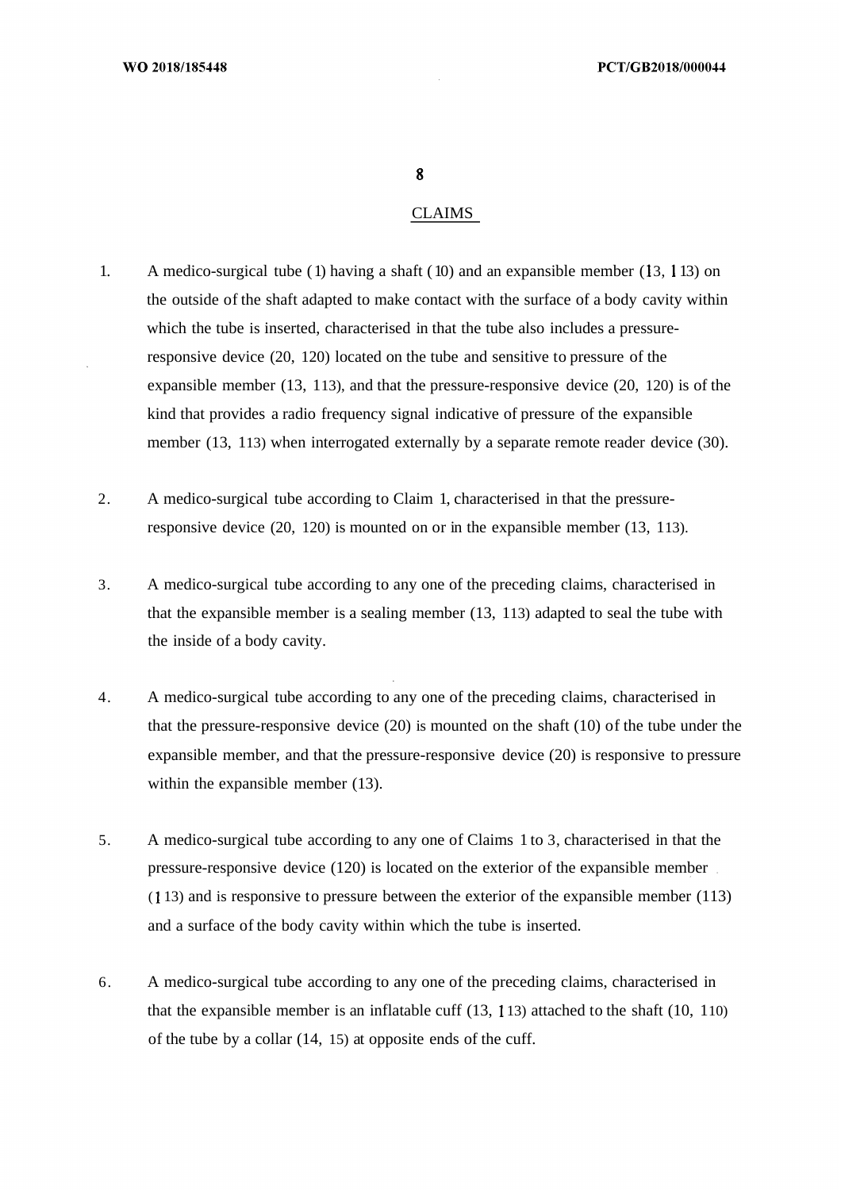## CLAIMS

1. A medico-surgical tube (1) having a shaft (10) and an expansible member (13, 113) on the outside of the shaft adapted to make contact with the surface of a body cavity within which the tube is inserted, characterised in that the tube also includes a pressure-responsive device (20, 120) located on the tube and sensitive to pressure of the expansible member (13, 113), and that the pressure-responsive device (20, 120) is of the kind that provides a radio frequency signal indicative of pressure of the expansible member (13, 113) when interrogated externally by a separate remote reader device (30).

2. A medico-surgical tube according to Claim 1, characterised in that the pressure-responsive device (20, 120) is mounted on or in the expansible member (13, 113).

3. A medico-surgical tube according to any one of the preceding claims, characterised in that the expansible member is a sealing member (13, 113) adapted to seal the tube with the inside of a body cavity.

4. A medico-surgical tube according to any one of the preceding claims, characterised in that the pressure-responsive device (20) is mounted on the shaft (10) of the tube under the expansible member, and that the pressure-responsive device (20) is responsive to pressure within the expansible member (13).

5. A medico-surgical tube according to any one of Claims 1 to 3, characterised in that the pressure-responsive device (120) is located on the exterior of the expansible member (113) and is responsive to pressure between the exterior of the expansible member (113) and a surface of the body cavity within which the tube is inserted.

6. A medico-surgical tube according to any one of the preceding claims, characterised in that the expansible member is an inflatable cuff (13, 113) attached to the shaft (10, 110) of the tube by a collar (14, 15) at opposite ends of the cuff.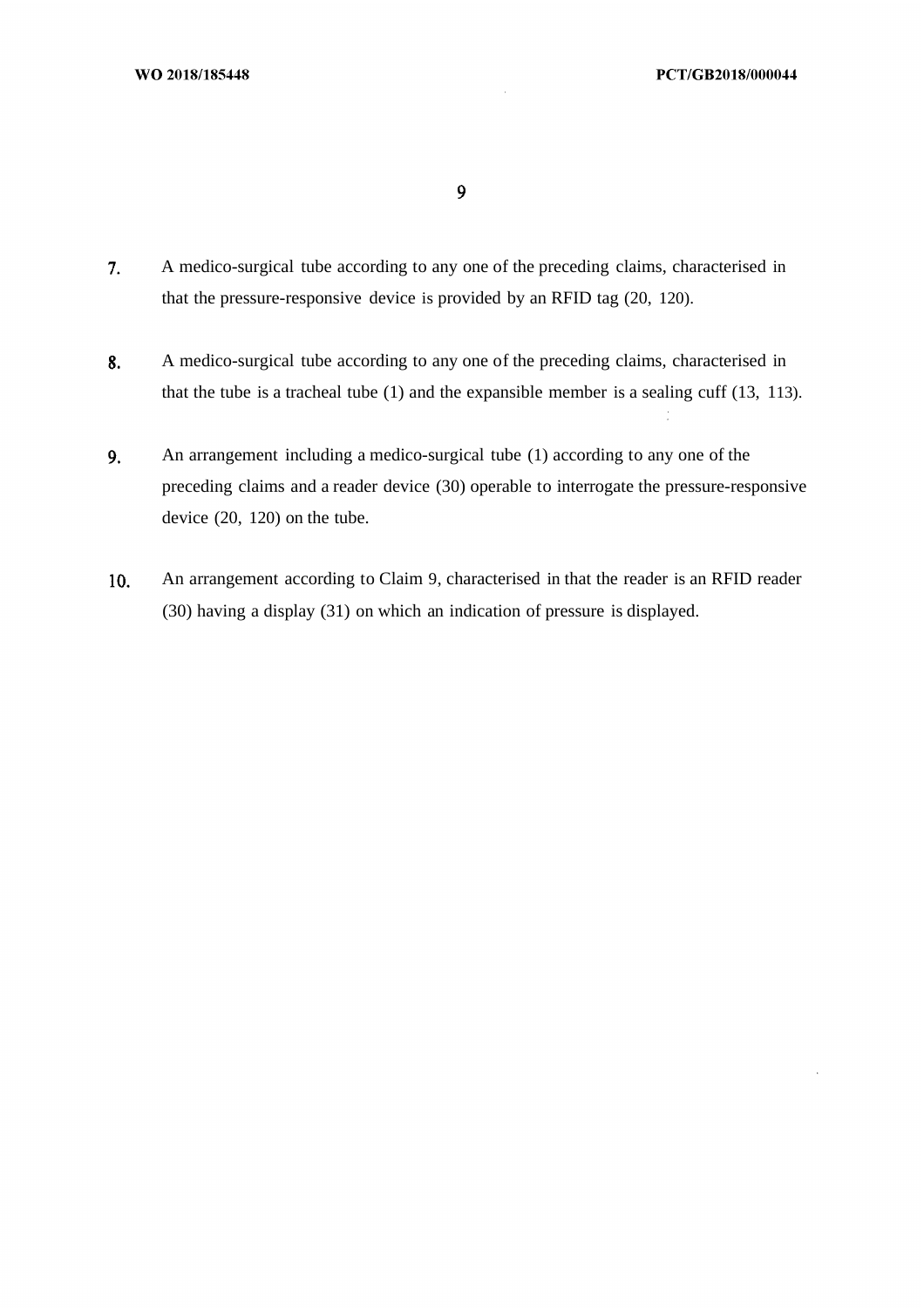7. A medico-surgical tube according to any one of the preceding claims, characterised in that the pressure-responsive device is provided by an RFID tag (20, 120).

8. A medico-surgical tube according to any one of the preceding claims, characterised in that the tube is a tracheal tube (1) and the expansible member is a sealing cuff (13, 113).

9. An arrangement including a medico-surgical tube (1) according to any one of the preceding claims and a reader device (30) operable to interrogate the pressure-responsive device (20, 120) on the tube.

10. An arrangement according to Claim 9, characterised in that the reader is an RFID reader (30) having a display (31) on which an indication of pressure is displayed.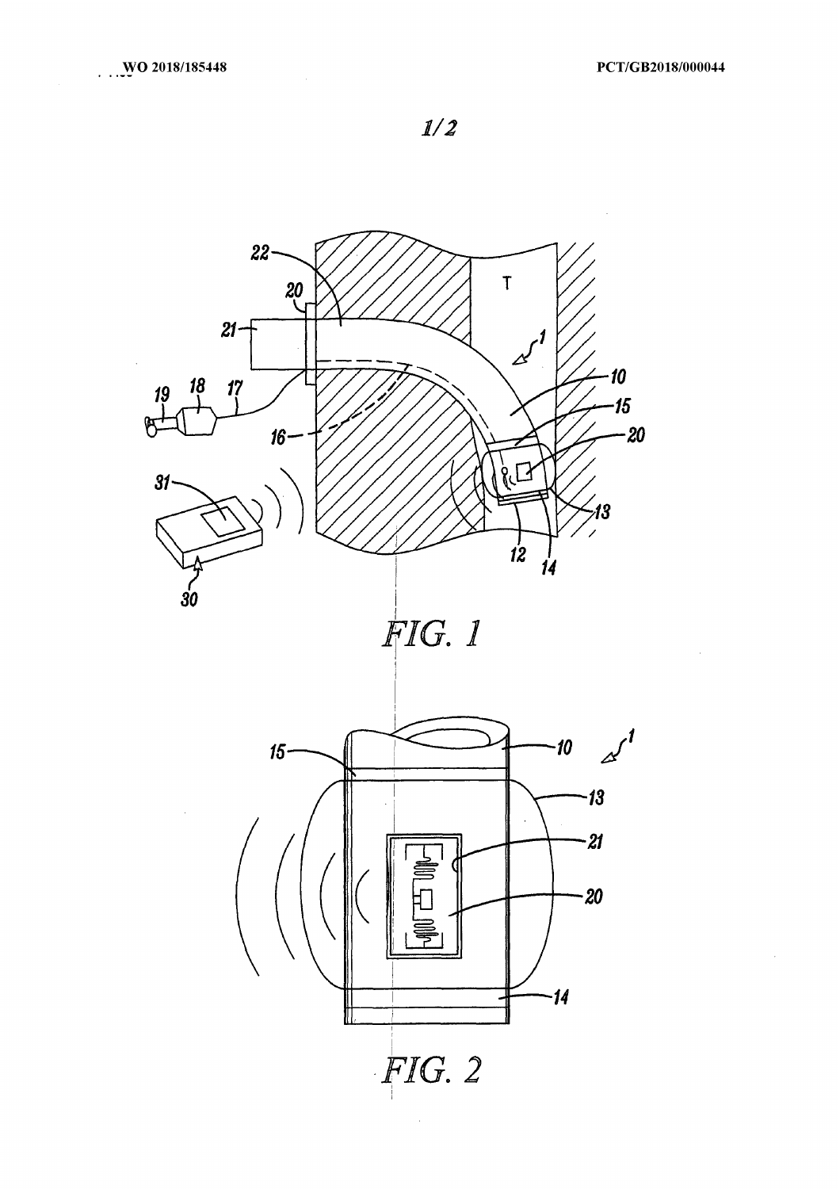FIG. 1

FIG. 2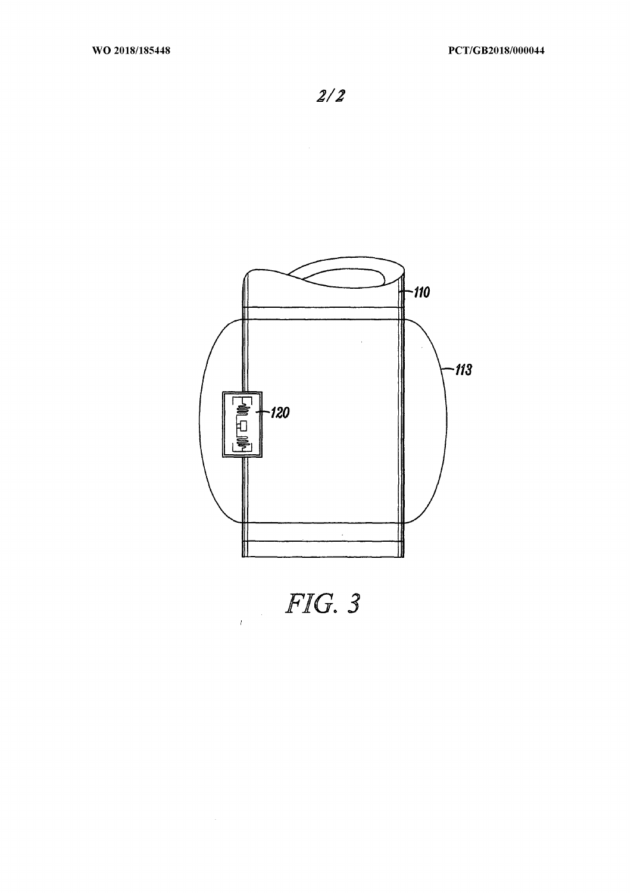FIG. 3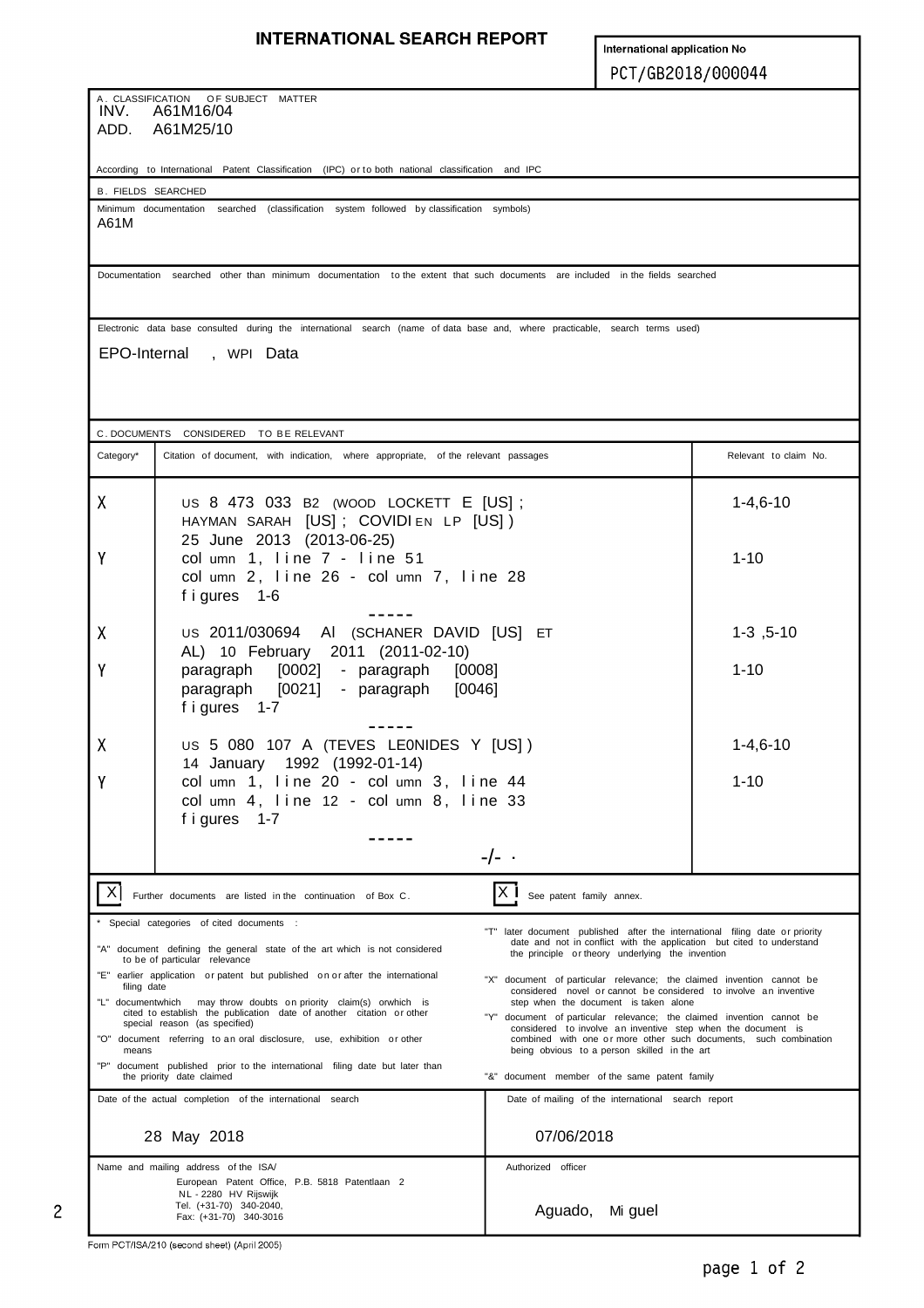# INTERNATIONAL SEARCH REPORT

International application No
PCT/GB2018/000044

**A. CLASSIFICATION OF SUBJECT MATTER**
INV. A61M16/04
ADD. A61M25/10

According to International Patent Classification (IPC) or to both national classification and IPC

**B. FIELDS SEARCHED**

Minimum documentation searched (classification system followed by classification symbols)
A61M

Documentation searched other than minimum documentation to the extent that such documents are included in the fields searched

Electronic data base consulted during the international search (name of data base and, where practicable, search terms used)

EPO-Internal, WPI Data

**C. DOCUMENTS CONSIDERED TO BE RELEVANT**

| Category* | Citation of document, with indication, where appropriate, of the relevant passages | Relevant to claim No. |
|---|---|---|
| X<br>Y | US 8 473 033 B2 (WOOD LOCKETT E [US]; HAYMAN SARAH [US]; COVIDIEN LP [US]) 25 June 2013 (2013-06-25)<br>column 1, line 7 - line 51<br>column 2, line 26 - column 7, line 28<br>figures 1-6<br>----- | 1-4,6-10<br>1-10 |
| X<br>Y | US 2011/030694 A1 (SCHANER DAVID [US] ET AL) 10 February 2011 (2011-02-10)<br>paragraph [0002] - paragraph [0008]<br>paragraph [0021] - paragraph [0046]<br>figures 1-7<br>----- | 1-3,5-10<br>1-10 |
| X<br>Y | US 5 080 107 A (TEVES LEONIDES Y [US]) 14 January 1992 (1992-01-14)<br>column 1, line 20 - column 3, line 44<br>column 4, line 12 - column 8, line 33<br>figures 1-7<br>-----<br>-/-- | 1-4,6-10<br>1-10 |

[X] Further documents are listed in the continuation of Box C.

[X] See patent family annex.

\* Special categories of cited documents :

"A" document defining the general state of the art which is not considered to be of particular relevance

"E" earlier application or patent but published on or after the international filing date

"L" document which may throw doubts on priority claim(s) or which is cited to establish the publication date of another citation or other special reason (as specified)

"O" document referring to an oral disclosure, use, exhibition or other means

"P" document published prior to the international filing date but later than the priority date claimed

"T" later document published after the international filing date or priority date and not in conflict with the application but cited to understand the principle or theory underlying the invention

"X" document of particular relevance; the claimed invention cannot be considered novel or cannot be considered to involve an inventive step when the document is taken alone

"Y" document of particular relevance; the claimed invention cannot be considered to involve an inventive step when the document is combined with one or more other such documents, such combination being obvious to a person skilled in the art

"&" document member of the same patent family

| Date of the actual completion of the international search | Date of mailing of the international search report |
|---|---|
| 28 May 2018 | 07/06/2018 |

| Name and mailing address of the ISA/ | Authorized officer |
|---|---|
| European Patent Office, P.B. 5818 Patentlaan 2<br>NL - 2280 HV Rijswijk<br>Tel. (+31-70) 340-2040,<br>Fax: (+31-70) 340-3016 | Aguado, Miguel |

Form PCT/ISA/210 (second sheet) (April 2005)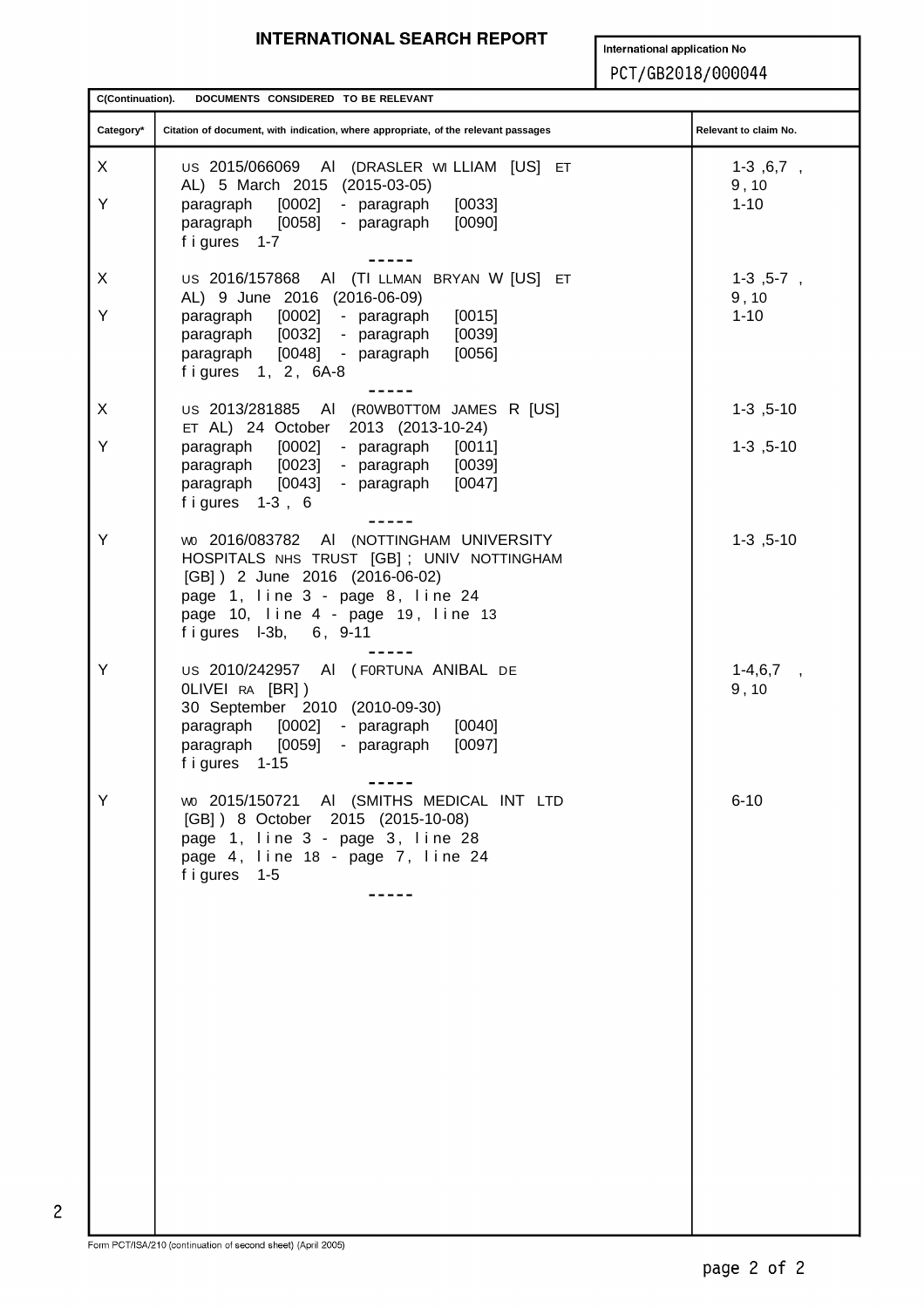# INTERNATIONAL SEARCH REPORT

International application No
PCT/GB2018/000044

C(Continuation). DOCUMENTS CONSIDERED TO BE RELEVANT

| Category* | Citation of document, with indication, where appropriate, of the relevant passages | Relevant to claim No. |
|---|---|---|
| X<br><br>Y | US 2015/066069 A1 (DRASLER WILLIAM [US] ET AL) 5 March 2015 (2015-03-05)<br>paragraph [0002] - paragraph [0033]<br>paragraph [0058] - paragraph [0090]<br>figures 1-7 | 1-3,6,7,9,10<br><br>1-10 |
| X<br><br>Y | US 2016/157868 A1 (TILLMAN BRYAN W [US] ET AL) 9 June 2016 (2016-06-09)<br>paragraph [0002] - paragraph [0015]<br>paragraph [0032] - paragraph [0039]<br>paragraph [0048] - paragraph [0056]<br>figures 1, 2, 6A-8 | 1-3,5-7,9,10<br><br>1-10 |
| X<br><br>Y | US 2013/281885 A1 (ROWBOTTOM JAMES R [US] ET AL) 24 October 2013 (2013-10-24)<br>paragraph [0002] - paragraph [0011]<br>paragraph [0023] - paragraph [0039]<br>paragraph [0043] - paragraph [0047]<br>figures 1-3, 6 | 1-3,5-10<br><br>1-3,5-10 |
| Y | WO 2016/083782 A1 (NOTTINGHAM UNIVERSITY HOSPITALS NHS TRUST [GB]; UNIV NOTTINGHAM [GB]) 2 June 2016 (2016-06-02)<br>page 1, line 3 - page 8, line 24<br>page 10, line 4 - page 19, line 13<br>figures 1-3b, 6, 9-11 | 1-3,5-10 |
| Y | US 2010/242957 A1 (FORTUNA ANIBAL DE OLIVEIRA [BR])<br>30 September 2010 (2010-09-30)<br>paragraph [0002] - paragraph [0040]<br>paragraph [0059] - paragraph [0097]<br>figures 1-15 | 1-4,6,7,9,10 |
| Y | WO 2015/150721 A1 (SMITHS MEDICAL INT LTD [GB]) 8 October 2015 (2015-10-08)<br>page 1, line 3 - page 3, line 28<br>page 4, line 18 - page 7, line 24<br>figures 1-5 | 6-10 |

Form PCT/ISA/210 (continuation of second sheet) (April 2005)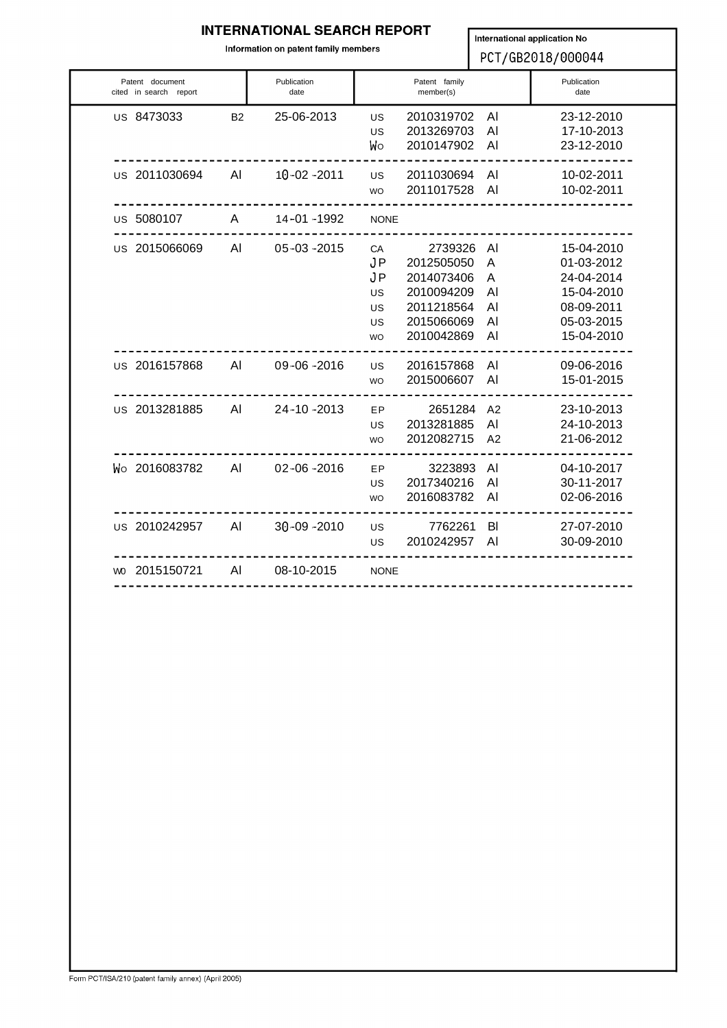# INTERNATIONAL SEARCH REPORT

Information on patent family members

International application No
PCT/GB2018/000044

| Patent document cited in search report | | Publication date | Patent family member(s) | | | Publication date |
|---|---|---|---|---|---|---|
| US 8473033 | B2 | 25-06-2013 | US | 2010319702 | A1 | 23-12-2010 |
| | | | US | 2013269703 | A1 | 17-10-2013 |
| | | | WO | 2010147902 | A1 | 23-12-2010 |
| US 2011030694 | A1 | 10-02-2011 | US | 2011030694 | A1 | 10-02-2011 |
| | | | WO | 2011017528 | A1 | 10-02-2011 |
| US 5080107 | A | 14-01-1992 | NONE | | | |
| US 2015066069 | A1 | 05-03-2015 | CA | 2739326 | A1 | 15-04-2010 |
| | | | JP | 2012505050 | A | 01-03-2012 |
| | | | JP | 2014073406 | A | 24-04-2014 |
| | | | US | 2010094209 | A1 | 15-04-2010 |
| | | | US | 2011218564 | A1 | 08-09-2011 |
| | | | US | 2015066069 | A1 | 05-03-2015 |
| | | | WO | 2010042869 | A1 | 15-04-2010 |
| US 2016157868 | A1 | 09-06-2016 | US | 2016157868 | A1 | 09-06-2016 |
| | | | WO | 2015006607 | A1 | 15-01-2015 |
| US 2013281885 | A1 | 24-10-2013 | EP | 2651284 | A2 | 23-10-2013 |
| | | | US | 2013281885 | A1 | 24-10-2013 |
| | | | WO | 2012082715 | A2 | 21-06-2012 |
| WO 2016083782 | A1 | 02-06-2016 | EP | 3223893 | A1 | 04-10-2017 |
| | | | US | 2017340216 | A1 | 30-11-2017 |
| | | | WO | 2016083782 | A1 | 02-06-2016 |
| US 2010242957 | A1 | 30-09-2010 | US | 7762261 | B1 | 27-07-2010 |
| | | | US | 2010242957 | A1 | 30-09-2010 |
| WO 2015150721 | A1 | 08-10-2015 | NONE | | | |

Form PCT/ISA/210 (patent family annex) (April 2005)